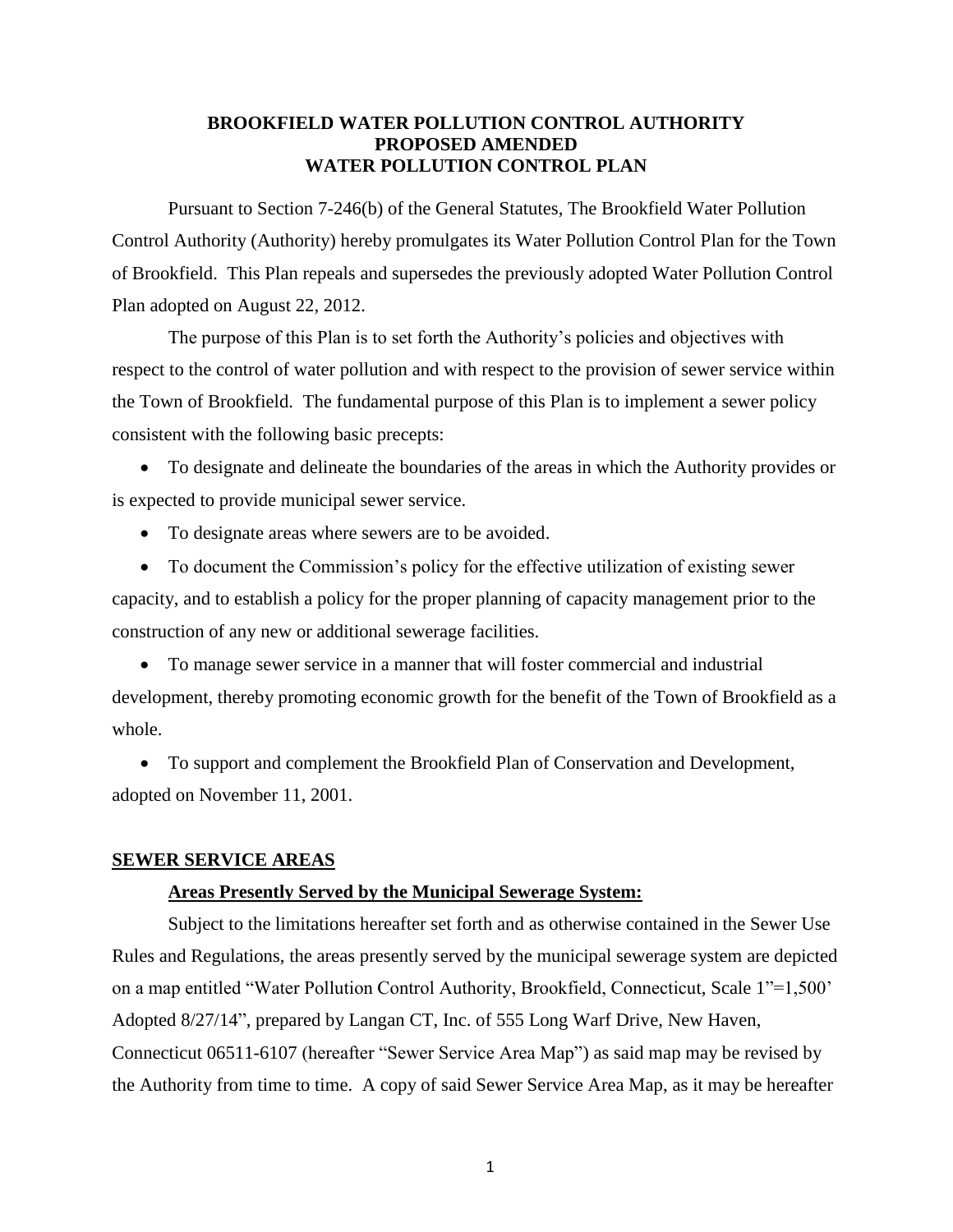**BROOKFIELD WATER POLLUTION CONTROL AUTHORITY**
**PROPOSED AMENDED**
**WATER POLLUTION CONTROL PLAN**

Pursuant to Section 7-246(b) of the General Statutes, The Brookfield Water Pollution Control Authority (Authority) hereby promulgates its Water Pollution Control Plan for the Town of Brookfield. This Plan repeals and supersedes the previously adopted Water Pollution Control Plan adopted on August 22, 2012.

The purpose of this Plan is to set forth the Authority's policies and objectives with respect to the control of water pollution and with respect to the provision of sewer service within the Town of Brookfield. The fundamental purpose of this Plan is to implement a sewer policy consistent with the following basic precepts:

- To designate and delineate the boundaries of the areas in which the Authority provides or is expected to provide municipal sewer service.
- To designate areas where sewers are to be avoided.
- To document the Commission's policy for the effective utilization of existing sewer capacity, and to establish a policy for the proper planning of capacity management prior to the construction of any new or additional sewerage facilities.
- To manage sewer service in a manner that will foster commercial and industrial development, thereby promoting economic growth for the benefit of the Town of Brookfield as a whole.
- To support and complement the Brookfield Plan of Conservation and Development, adopted on November 11, 2001.

## **SEWER SERVICE AREAS**

### **Areas Presently Served by the Municipal Sewerage System:**

Subject to the limitations hereafter set forth and as otherwise contained in the Sewer Use Rules and Regulations, the areas presently served by the municipal sewerage system are depicted on a map entitled "Water Pollution Control Authority, Brookfield, Connecticut, Scale 1"=1,500' Adopted 8/27/14", prepared by Langan CT, Inc. of 555 Long Warf Drive, New Haven, Connecticut 06511-6107 (hereafter "Sewer Service Area Map") as said map may be revised by the Authority from time to time. A copy of said Sewer Service Area Map, as it may be hereafter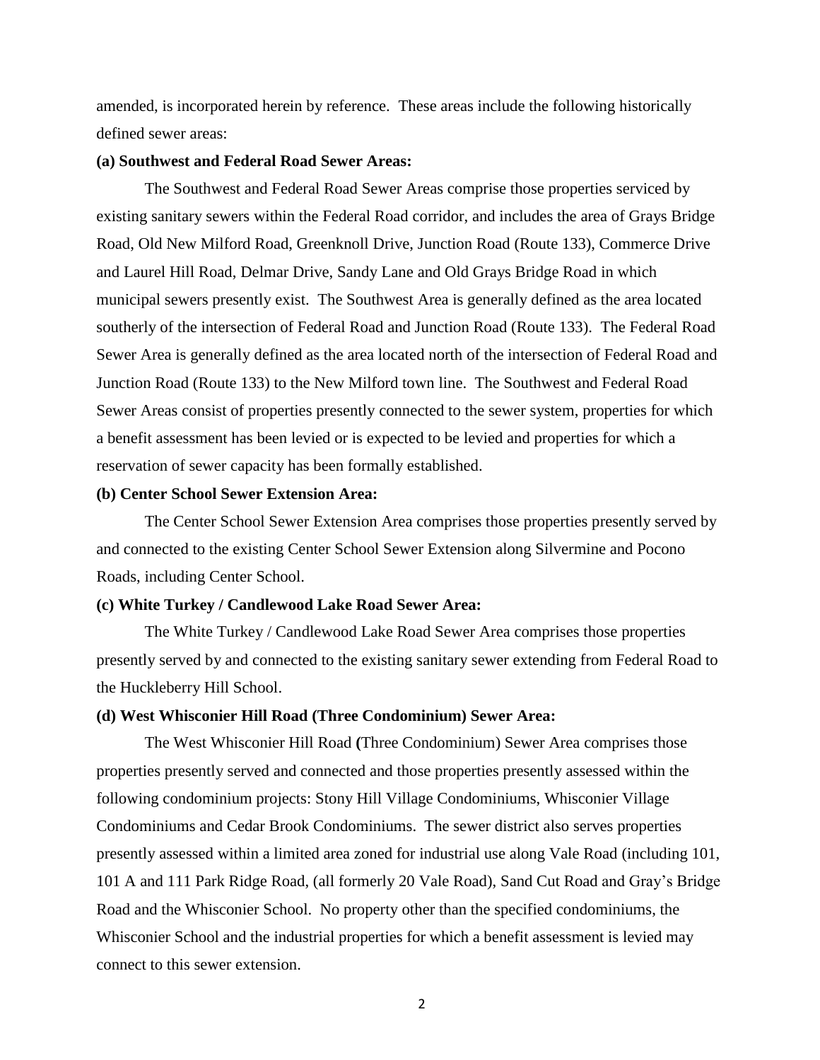amended, is incorporated herein by reference. These areas include the following historically defined sewer areas:

**(a) Southwest and Federal Road Sewer Areas:**

The Southwest and Federal Road Sewer Areas comprise those properties serviced by existing sanitary sewers within the Federal Road corridor, and includes the area of Grays Bridge Road, Old New Milford Road, Greenknoll Drive, Junction Road (Route 133), Commerce Drive and Laurel Hill Road, Delmar Drive, Sandy Lane and Old Grays Bridge Road in which municipal sewers presently exist. The Southwest Area is generally defined as the area located southerly of the intersection of Federal Road and Junction Road (Route 133). The Federal Road Sewer Area is generally defined as the area located north of the intersection of Federal Road and Junction Road (Route 133) to the New Milford town line. The Southwest and Federal Road Sewer Areas consist of properties presently connected to the sewer system, properties for which a benefit assessment has been levied or is expected to be levied and properties for which a reservation of sewer capacity has been formally established.

**(b) Center School Sewer Extension Area:**

The Center School Sewer Extension Area comprises those properties presently served by and connected to the existing Center School Sewer Extension along Silvermine and Pocono Roads, including Center School.

**(c) White Turkey / Candlewood Lake Road Sewer Area:**

The White Turkey / Candlewood Lake Road Sewer Area comprises those properties presently served by and connected to the existing sanitary sewer extending from Federal Road to the Huckleberry Hill School.

**(d) West Whisconier Hill Road (Three Condominium) Sewer Area:**

The West Whisconier Hill Road **(**Three Condominium) Sewer Area comprises those properties presently served and connected and those properties presently assessed within the following condominium projects: Stony Hill Village Condominiums, Whisconier Village Condominiums and Cedar Brook Condominiums. The sewer district also serves properties presently assessed within a limited area zoned for industrial use along Vale Road (including 101, 101 A and 111 Park Ridge Road, (all formerly 20 Vale Road), Sand Cut Road and Gray's Bridge Road and the Whisconier School. No property other than the specified condominiums, the Whisconier School and the industrial properties for which a benefit assessment is levied may connect to this sewer extension.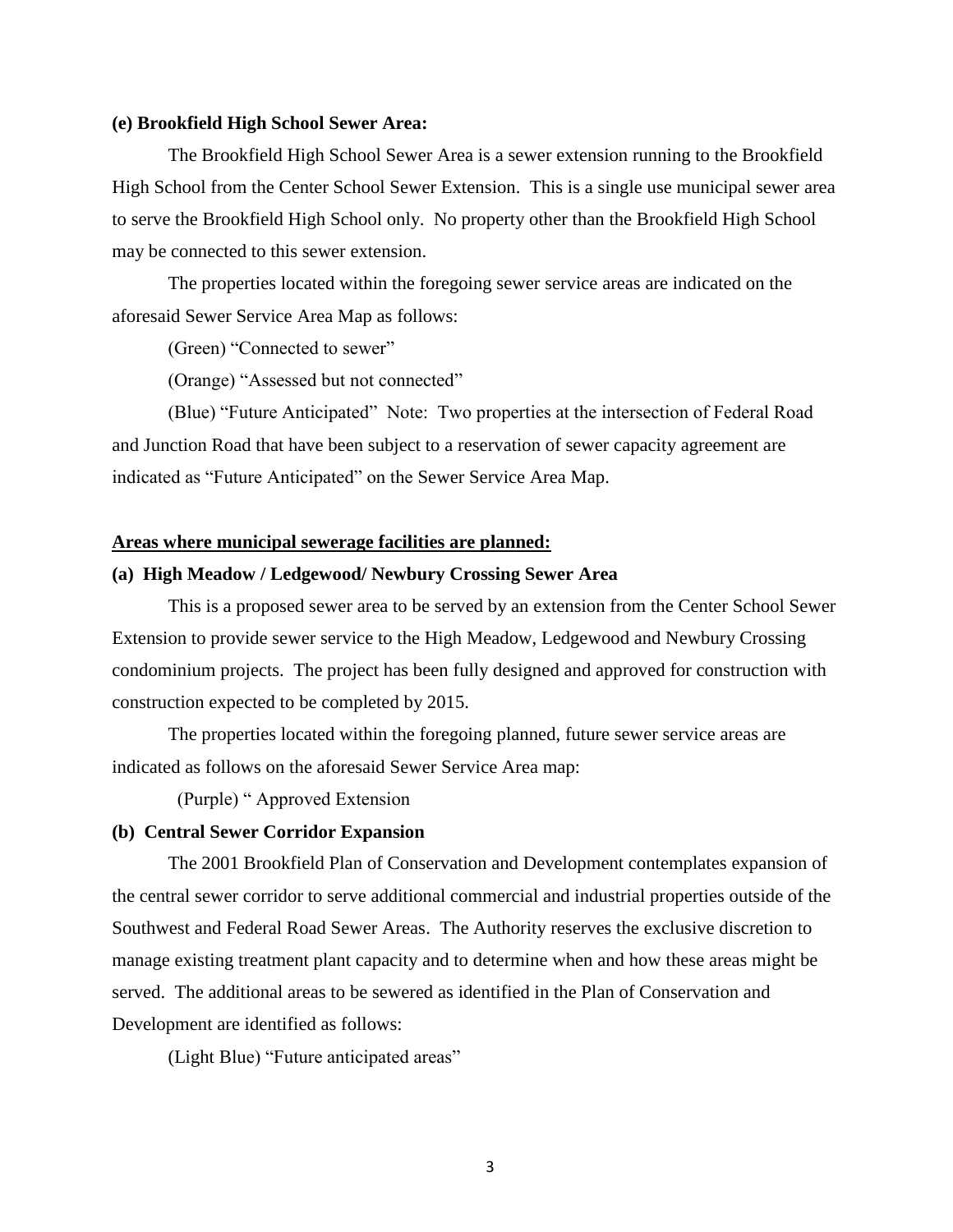**(e) Brookfield High School Sewer Area:**

The Brookfield High School Sewer Area is a sewer extension running to the Brookfield High School from the Center School Sewer Extension. This is a single use municipal sewer area to serve the Brookfield High School only. No property other than the Brookfield High School may be connected to this sewer extension.

The properties located within the foregoing sewer service areas are indicated on the aforesaid Sewer Service Area Map as follows:

(Green) "Connected to sewer"

(Orange) "Assessed but not connected"

(Blue) "Future Anticipated" Note: Two properties at the intersection of Federal Road and Junction Road that have been subject to a reservation of sewer capacity agreement are indicated as "Future Anticipated" on the Sewer Service Area Map.

**<u>Areas where municipal sewerage facilities are planned:</u>**

**(a) High Meadow / Ledgewood/ Newbury Crossing Sewer Area**

This is a proposed sewer area to be served by an extension from the Center School Sewer Extension to provide sewer service to the High Meadow, Ledgewood and Newbury Crossing condominium projects. The project has been fully designed and approved for construction with construction expected to be completed by 2015.

The properties located within the foregoing planned, future sewer service areas are indicated as follows on the aforesaid Sewer Service Area map:

(Purple) " Approved Extension

**(b) Central Sewer Corridor Expansion**

The 2001 Brookfield Plan of Conservation and Development contemplates expansion of the central sewer corridor to serve additional commercial and industrial properties outside of the Southwest and Federal Road Sewer Areas. The Authority reserves the exclusive discretion to manage existing treatment plant capacity and to determine when and how these areas might be served. The additional areas to be sewered as identified in the Plan of Conservation and Development are identified as follows:

(Light Blue) "Future anticipated areas"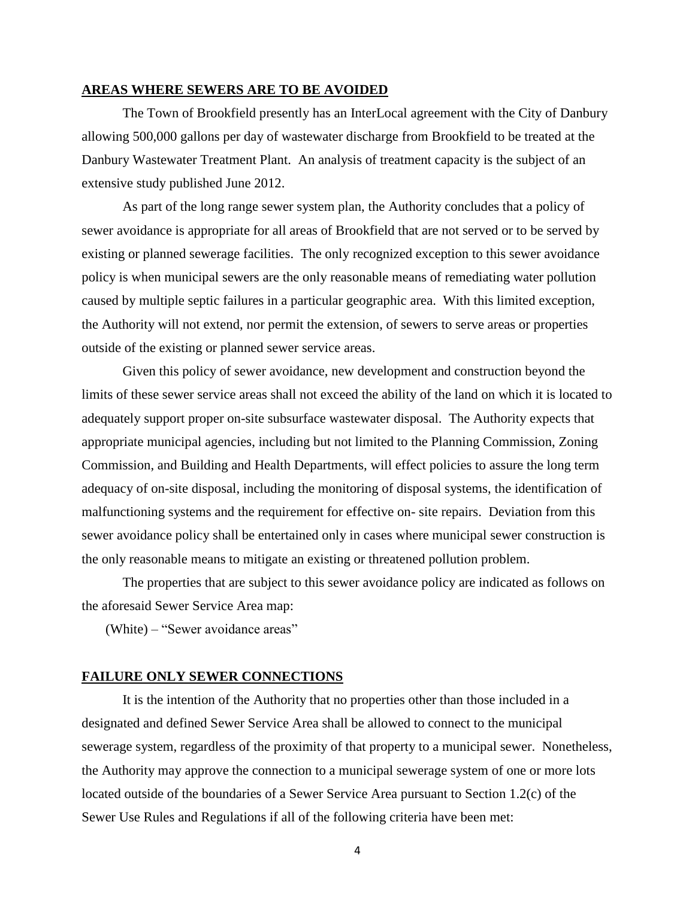## **AREAS WHERE SEWERS ARE TO BE AVOIDED**

The Town of Brookfield presently has an InterLocal agreement with the City of Danbury allowing 500,000 gallons per day of wastewater discharge from Brookfield to be treated at the Danbury Wastewater Treatment Plant. An analysis of treatment capacity is the subject of an extensive study published June 2012.

As part of the long range sewer system plan, the Authority concludes that a policy of sewer avoidance is appropriate for all areas of Brookfield that are not served or to be served by existing or planned sewerage facilities. The only recognized exception to this sewer avoidance policy is when municipal sewers are the only reasonable means of remediating water pollution caused by multiple septic failures in a particular geographic area. With this limited exception, the Authority will not extend, nor permit the extension, of sewers to serve areas or properties outside of the existing or planned sewer service areas.

Given this policy of sewer avoidance, new development and construction beyond the limits of these sewer service areas shall not exceed the ability of the land on which it is located to adequately support proper on-site subsurface wastewater disposal. The Authority expects that appropriate municipal agencies, including but not limited to the Planning Commission, Zoning Commission, and Building and Health Departments, will effect policies to assure the long term adequacy of on-site disposal, including the monitoring of disposal systems, the identification of malfunctioning systems and the requirement for effective on- site repairs. Deviation from this sewer avoidance policy shall be entertained only in cases where municipal sewer construction is the only reasonable means to mitigate an existing or threatened pollution problem.

The properties that are subject to this sewer avoidance policy are indicated as follows on the aforesaid Sewer Service Area map:

(White) – "Sewer avoidance areas"

## **FAILURE ONLY SEWER CONNECTIONS**

It is the intention of the Authority that no properties other than those included in a designated and defined Sewer Service Area shall be allowed to connect to the municipal sewerage system, regardless of the proximity of that property to a municipal sewer. Nonetheless, the Authority may approve the connection to a municipal sewerage system of one or more lots located outside of the boundaries of a Sewer Service Area pursuant to Section 1.2(c) of the Sewer Use Rules and Regulations if all of the following criteria have been met: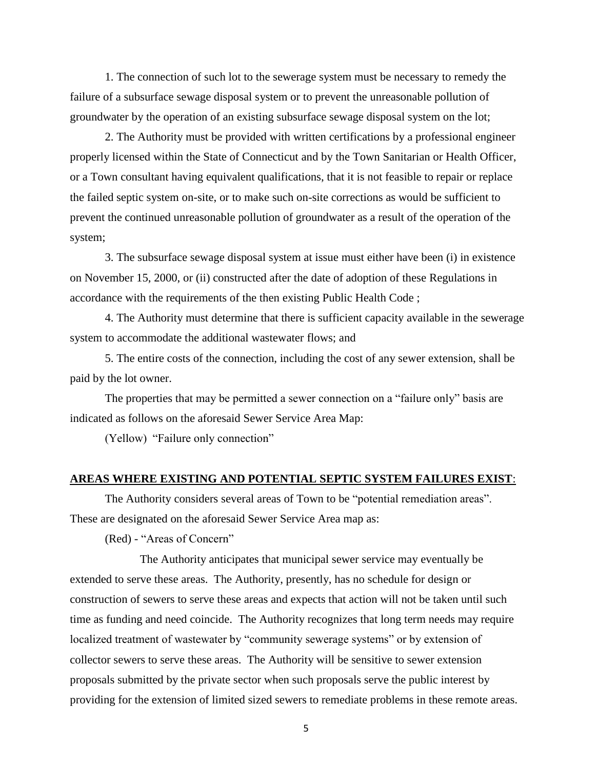1. The connection of such lot to the sewerage system must be necessary to remedy the failure of a subsurface sewage disposal system or to prevent the unreasonable pollution of groundwater by the operation of an existing subsurface sewage disposal system on the lot;

2. The Authority must be provided with written certifications by a professional engineer properly licensed within the State of Connecticut and by the Town Sanitarian or Health Officer, or a Town consultant having equivalent qualifications, that it is not feasible to repair or replace the failed septic system on-site, or to make such on-site corrections as would be sufficient to prevent the continued unreasonable pollution of groundwater as a result of the operation of the system;

3. The subsurface sewage disposal system at issue must either have been (i) in existence on November 15, 2000, or (ii) constructed after the date of adoption of these Regulations in accordance with the requirements of the then existing Public Health Code ;

4. The Authority must determine that there is sufficient capacity available in the sewerage system to accommodate the additional wastewater flows; and

5. The entire costs of the connection, including the cost of any sewer extension, shall be paid by the lot owner.

The properties that may be permitted a sewer connection on a "failure only" basis are indicated as follows on the aforesaid Sewer Service Area Map:

(Yellow) "Failure only connection"

**AREAS WHERE EXISTING AND POTENTIAL SEPTIC SYSTEM FAILURES EXIST**:

The Authority considers several areas of Town to be "potential remediation areas". These are designated on the aforesaid Sewer Service Area map as:

(Red) - "Areas of Concern"

The Authority anticipates that municipal sewer service may eventually be extended to serve these areas. The Authority, presently, has no schedule for design or construction of sewers to serve these areas and expects that action will not be taken until such time as funding and need coincide. The Authority recognizes that long term needs may require localized treatment of wastewater by "community sewerage systems" or by extension of collector sewers to serve these areas. The Authority will be sensitive to sewer extension proposals submitted by the private sector when such proposals serve the public interest by providing for the extension of limited sized sewers to remediate problems in these remote areas.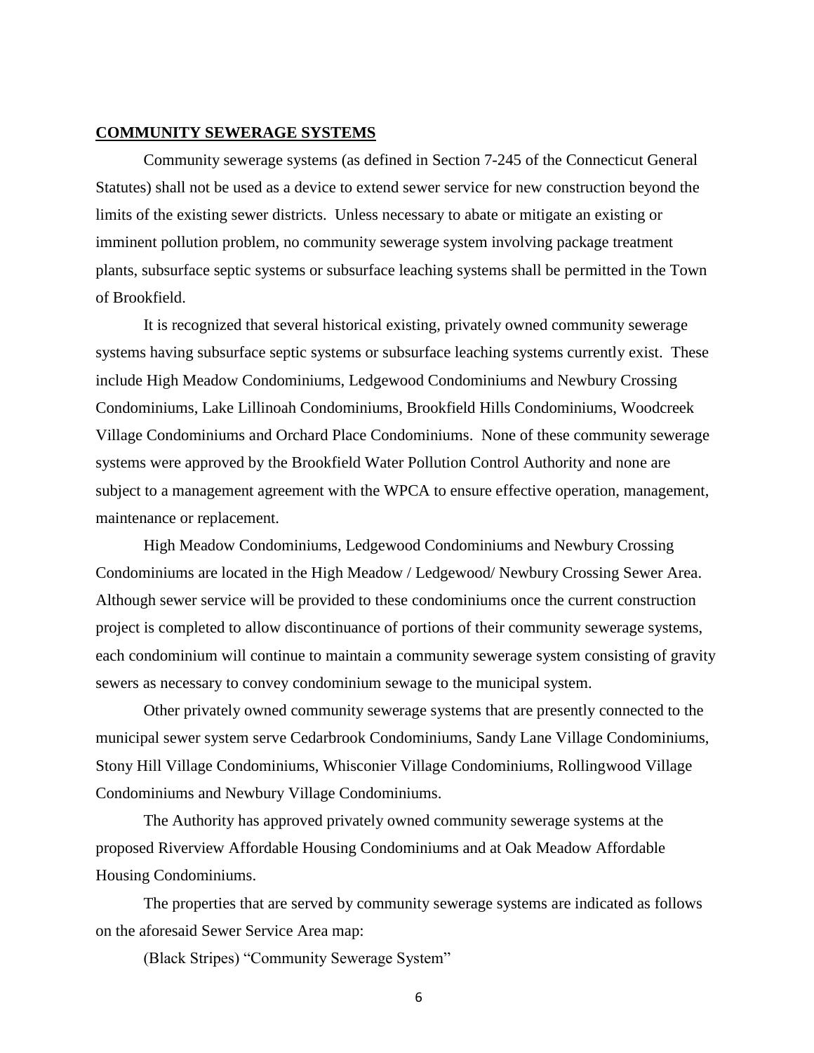**COMMUNITY SEWERAGE SYSTEMS**

Community sewerage systems (as defined in Section 7-245 of the Connecticut General Statutes) shall not be used as a device to extend sewer service for new construction beyond the limits of the existing sewer districts. Unless necessary to abate or mitigate an existing or imminent pollution problem, no community sewerage system involving package treatment plants, subsurface septic systems or subsurface leaching systems shall be permitted in the Town of Brookfield.

It is recognized that several historical existing, privately owned community sewerage systems having subsurface septic systems or subsurface leaching systems currently exist. These include High Meadow Condominiums, Ledgewood Condominiums and Newbury Crossing Condominiums, Lake Lillinoah Condominiums, Brookfield Hills Condominiums, Woodcreek Village Condominiums and Orchard Place Condominiums. None of these community sewerage systems were approved by the Brookfield Water Pollution Control Authority and none are subject to a management agreement with the WPCA to ensure effective operation, management, maintenance or replacement.

High Meadow Condominiums, Ledgewood Condominiums and Newbury Crossing Condominiums are located in the High Meadow / Ledgewood/ Newbury Crossing Sewer Area. Although sewer service will be provided to these condominiums once the current construction project is completed to allow discontinuance of portions of their community sewerage systems, each condominium will continue to maintain a community sewerage system consisting of gravity sewers as necessary to convey condominium sewage to the municipal system.

Other privately owned community sewerage systems that are presently connected to the municipal sewer system serve Cedarbrook Condominiums, Sandy Lane Village Condominiums, Stony Hill Village Condominiums, Whisconier Village Condominiums, Rollingwood Village Condominiums and Newbury Village Condominiums.

The Authority has approved privately owned community sewerage systems at the proposed Riverview Affordable Housing Condominiums and at Oak Meadow Affordable Housing Condominiums.

The properties that are served by community sewerage systems are indicated as follows on the aforesaid Sewer Service Area map:

(Black Stripes) "Community Sewerage System"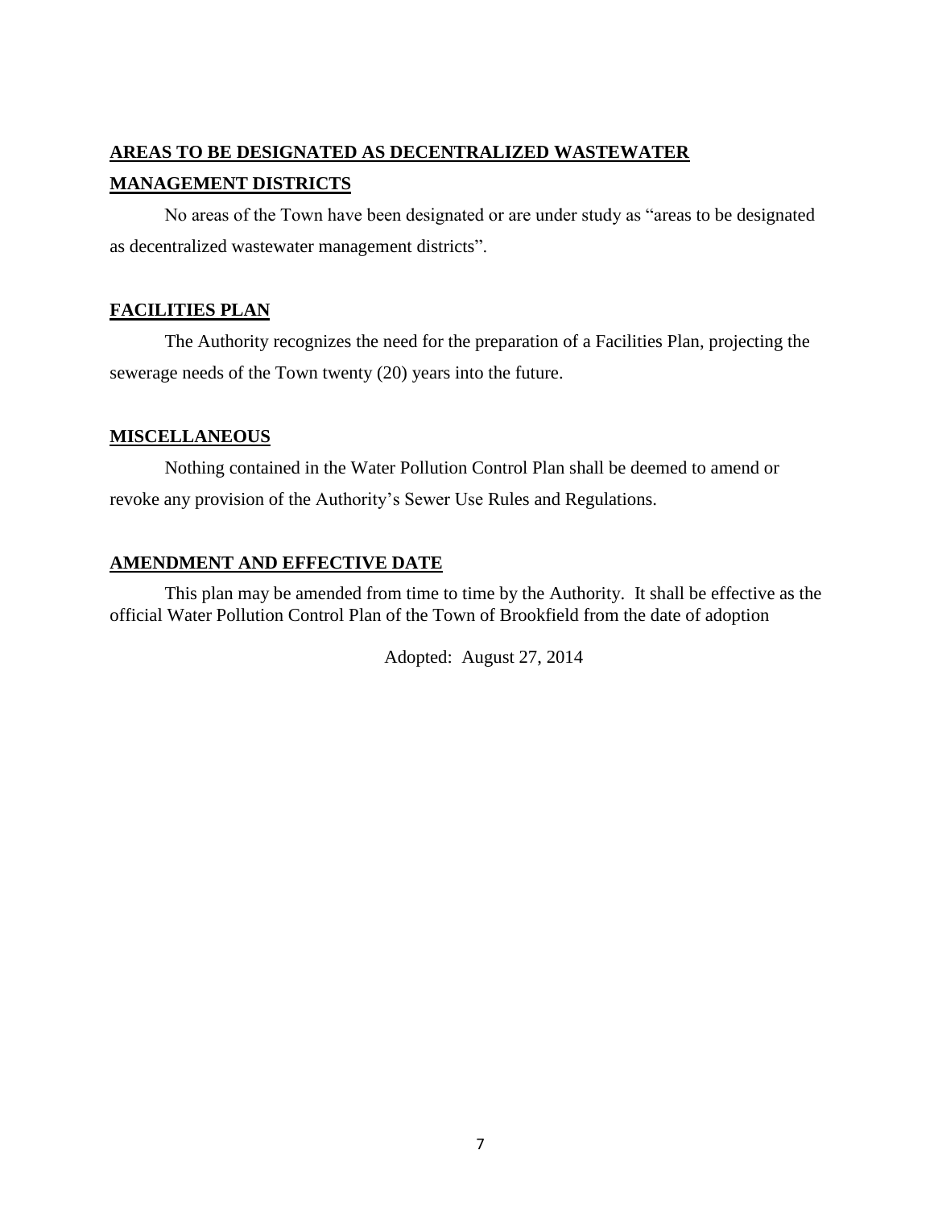## AREAS TO BE DESIGNATED AS DECENTRALIZED WASTEWATER MANAGEMENT DISTRICTS

No areas of the Town have been designated or are under study as "areas to be designated as decentralized wastewater management districts".

## FACILITIES PLAN

The Authority recognizes the need for the preparation of a Facilities Plan, projecting the sewerage needs of the Town twenty (20) years into the future.

## MISCELLANEOUS

Nothing contained in the Water Pollution Control Plan shall be deemed to amend or revoke any provision of the Authority's Sewer Use Rules and Regulations.

## AMENDMENT AND EFFECTIVE DATE

This plan may be amended from time to time by the Authority. It shall be effective as the official Water Pollution Control Plan of the Town of Brookfield from the date of adoption

Adopted: August 27, 2014